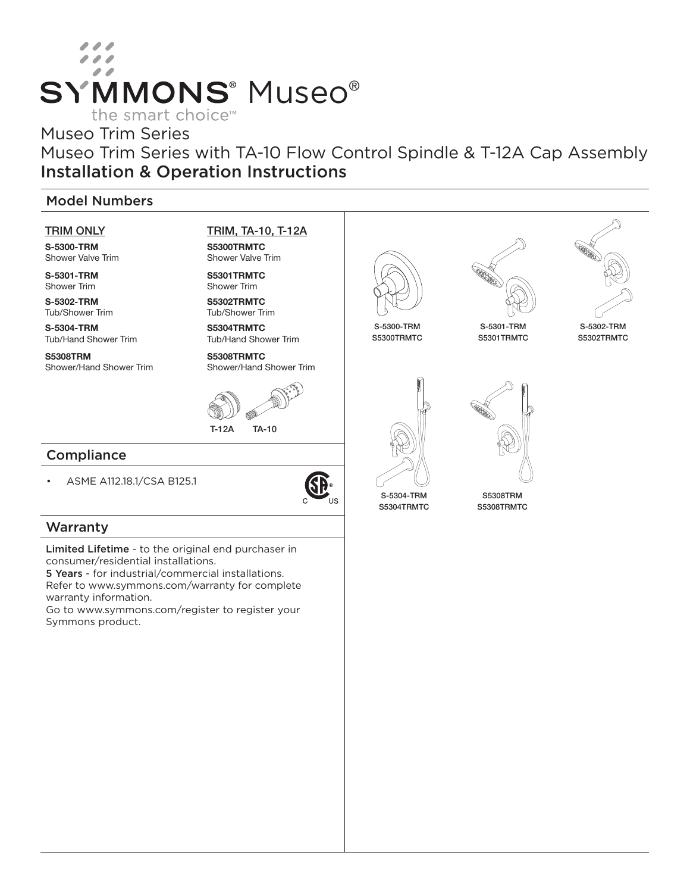# SYMMONS® Museo®

the smart choice™

# Museo Trim Series

## Museo Trim Series with TA-10 Flow Control Spindle & T-12A Cap Assembly

## Installation & Operation Instructions

## Model Numbers

| TRIM ONLY | TRIM, TA-10, T-12A |
|---|---|
| **S-5300-TRM** Shower Valve Trim | **S5300TRMTC** Shower Valve Trim |
| **S-5301-TRM** Shower Trim | **S5301TRMTC** Shower Trim |
| **S-5302-TRM** Tub/Shower Trim | **S5302TRMTC** Tub/Shower Trim |
| **S-5304-TRM** Tub/Hand Shower Trim | **S5304TRMTC** Tub/Hand Shower Trim |
| **S5308TRM** Shower/Hand Shower Trim | **S5308TRMTC** Shower/Hand Shower Trim |

T-12A TA-10

S-5300-TRM S5300TRMTC

S-5301-TRM S5301TRMTC

S-5302-TRM S5302TRMTC

S-5304-TRM S5304TRMTC

S5308TRM S5308TRMTC

## Compliance

- ASME A112.18.1/CSA B125.1

## Warranty

**Limited Lifetime** - to the original end purchaser in consumer/residential installations.
**5 Years** - for industrial/commercial installations.
Refer to www.symmons.com/warranty for complete warranty information.
Go to www.symmons.com/register to register your Symmons product.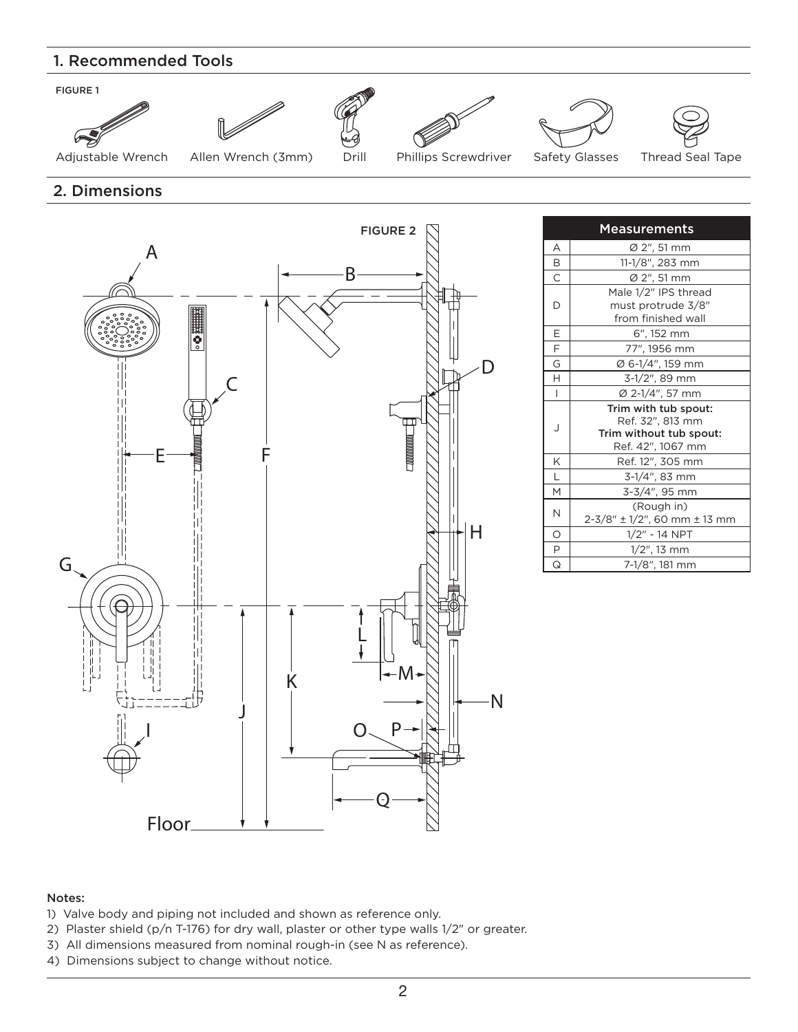## 1. Recommended Tools

FIGURE 1

Adjustable Wrench, Allen Wrench (3mm), Drill, Phillips Screwdriver, Safety Glasses, Thread Seal Tape

## 2. Dimensions

FIGURE 2

| Measurements | |
|---|---|
| A | Ø 2", 51 mm |
| B | 11-1/8", 283 mm |
| C | Ø 2", 51 mm |
| D | Male 1/2" IPS thread must protrude 3/8" from finished wall |
| E | 6", 152 mm |
| F | 77", 1956 mm |
| G | Ø 6-1/4", 159 mm |
| H | 3-1/2", 89 mm |
| I | Ø 2-1/4", 57 mm |
| J | **Trim with tub spout:** Ref. 32", 813 mm **Trim without tub spout:** Ref. 42", 1067 mm |
| K | Ref. 12", 305 mm |
| L | 3-1/4", 83 mm |
| M | 3-3/4", 95 mm |
| N | (Rough in) 2-3/8" ± 1/2", 60 mm ± 13 mm |
| O | 1/2" - 14 NPT |
| P | 1/2", 13 mm |
| Q | 7-1/8", 181 mm |

**Notes:**

1) Valve body and piping not included and shown as reference only.
2) Plaster shield (p/n T-176) for dry wall, plaster or other type walls 1/2" or greater.
3) All dimensions measured from nominal rough-in (see N as reference).
4) Dimensions subject to change without notice.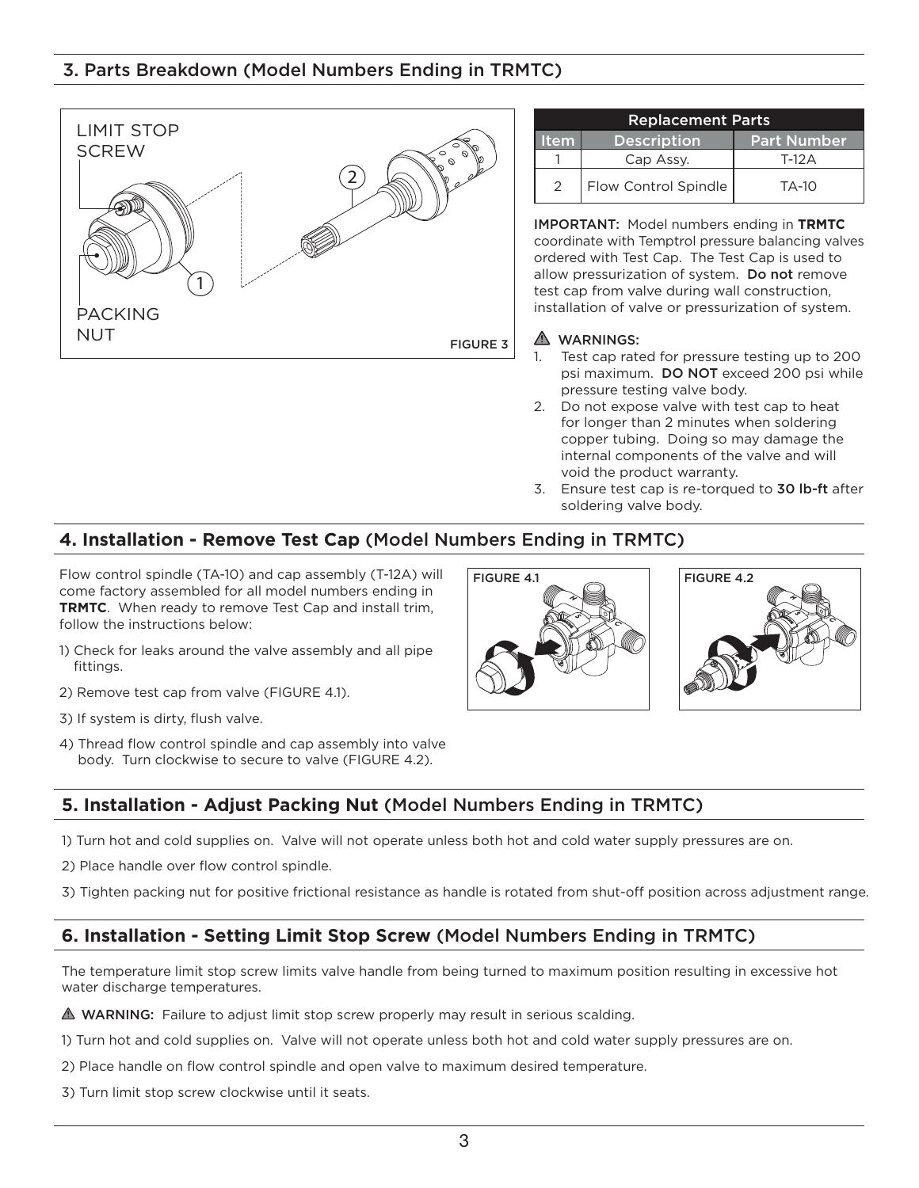## 3. Parts Breakdown (Model Numbers Ending in TRMTC)

LIMIT STOP SCREW

PACKING NUT

FIGURE 3

| Replacement Parts | | |
|---|---|---|
| Item | Description | Part Number |
| 1 | Cap Assy. | T-12A |
| 2 | Flow Control Spindle | TA-10 |

**IMPORTANT:** Model numbers ending in **TRMTC** coordinate with Temptrol pressure balancing valves ordered with Test Cap. The Test Cap is used to allow pressurization of system. **Do not** remove test cap from valve during wall construction, installation of valve or pressurization of system.

⚠ WARNINGS:

1. Test cap rated for pressure testing up to 200 psi maximum. **DO NOT** exceed 200 psi while pressure testing valve body.
2. Do not expose valve with test cap to heat for longer than 2 minutes when soldering copper tubing. Doing so may damage the internal components of the valve and will void the product warranty.
3. Ensure test cap is re-torqued to **30 lb-ft** after soldering valve body.

## 4. Installation - Remove Test Cap (Model Numbers Ending in TRMTC)

Flow control spindle (TA-10) and cap assembly (T-12A) will come factory assembled for all model numbers ending in **TRMTC**. When ready to remove Test Cap and install trim, follow the instructions below:

1) Check for leaks around the valve assembly and all pipe fittings.

2) Remove test cap from valve (FIGURE 4.1).

3) If system is dirty, flush valve.

4) Thread flow control spindle and cap assembly into valve body. Turn clockwise to secure to valve (FIGURE 4.2).

FIGURE 4.1

FIGURE 4.2

## 5. Installation - Adjust Packing Nut (Model Numbers Ending in TRMTC)

1) Turn hot and cold supplies on. Valve will not operate unless both hot and cold water supply pressures are on.

2) Place handle over flow control spindle.

3) Tighten packing nut for positive frictional resistance as handle is rotated from shut-off position across adjustment range.

## 6. Installation - Setting Limit Stop Screw (Model Numbers Ending in TRMTC)

The temperature limit stop screw limits valve handle from being turned to maximum position resulting in excessive hot water discharge temperatures.

⚠ WARNING: Failure to adjust limit stop screw properly may result in serious scalding.

1) Turn hot and cold supplies on. Valve will not operate unless both hot and cold water supply pressures are on.

2) Place handle on flow control spindle and open valve to maximum desired temperature.

3) Turn limit stop screw clockwise until it seats.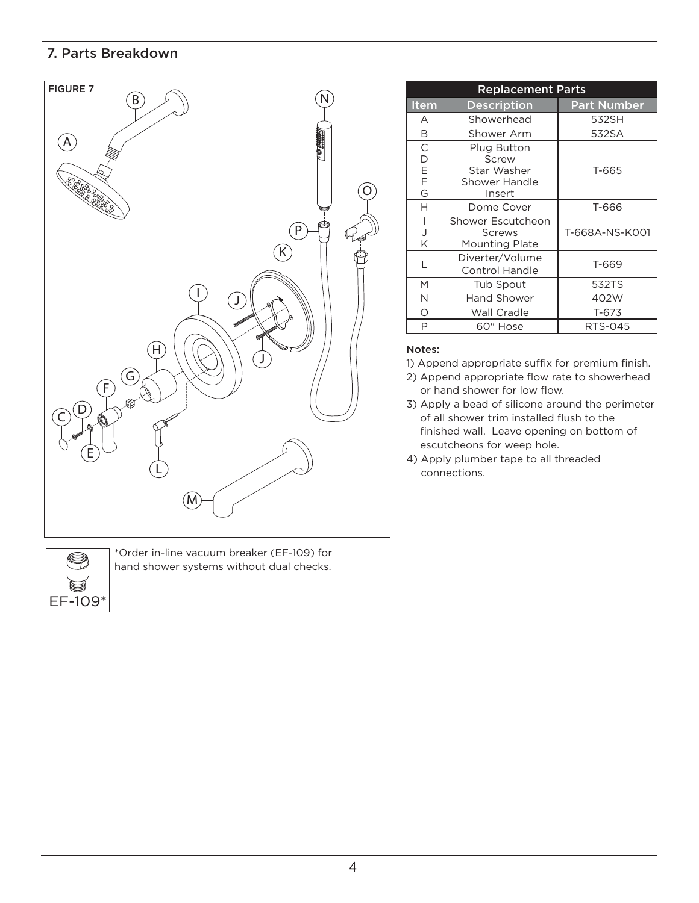## 7. Parts Breakdown

FIGURE 7

| Replacement Parts | | |
|---|---|---|
| Item | Description | Part Number |
| A | Showerhead | 532SH |
| B | Shower Arm | 532SA |
| C<br>D<br>E<br>F<br>G | Plug Button<br>Screw<br>Star Washer<br>Shower Handle<br>Insert | T-665 |
| H | Dome Cover | T-666 |
| I<br>J<br>K | Shower Escutcheon<br>Screws<br>Mounting Plate | T-668A-NS-K001 |
| L | Diverter/Volume Control Handle | T-669 |
| M | Tub Spout | 532TS |
| N | Hand Shower | 402W |
| O | Wall Cradle | T-673 |
| P | 60" Hose | RTS-045 |

Notes:

1) Append appropriate suffix for premium finish.
2) Append appropriate flow rate to showerhead or hand shower for low flow.
3) Apply a bead of silicone around the perimeter of all shower trim installed flush to the finished wall. Leave opening on bottom of escutcheons for weep hole.
4) Apply plumber tape to all threaded connections.

EF-109*

*Order in-line vacuum breaker (EF-109) for hand shower systems without dual checks.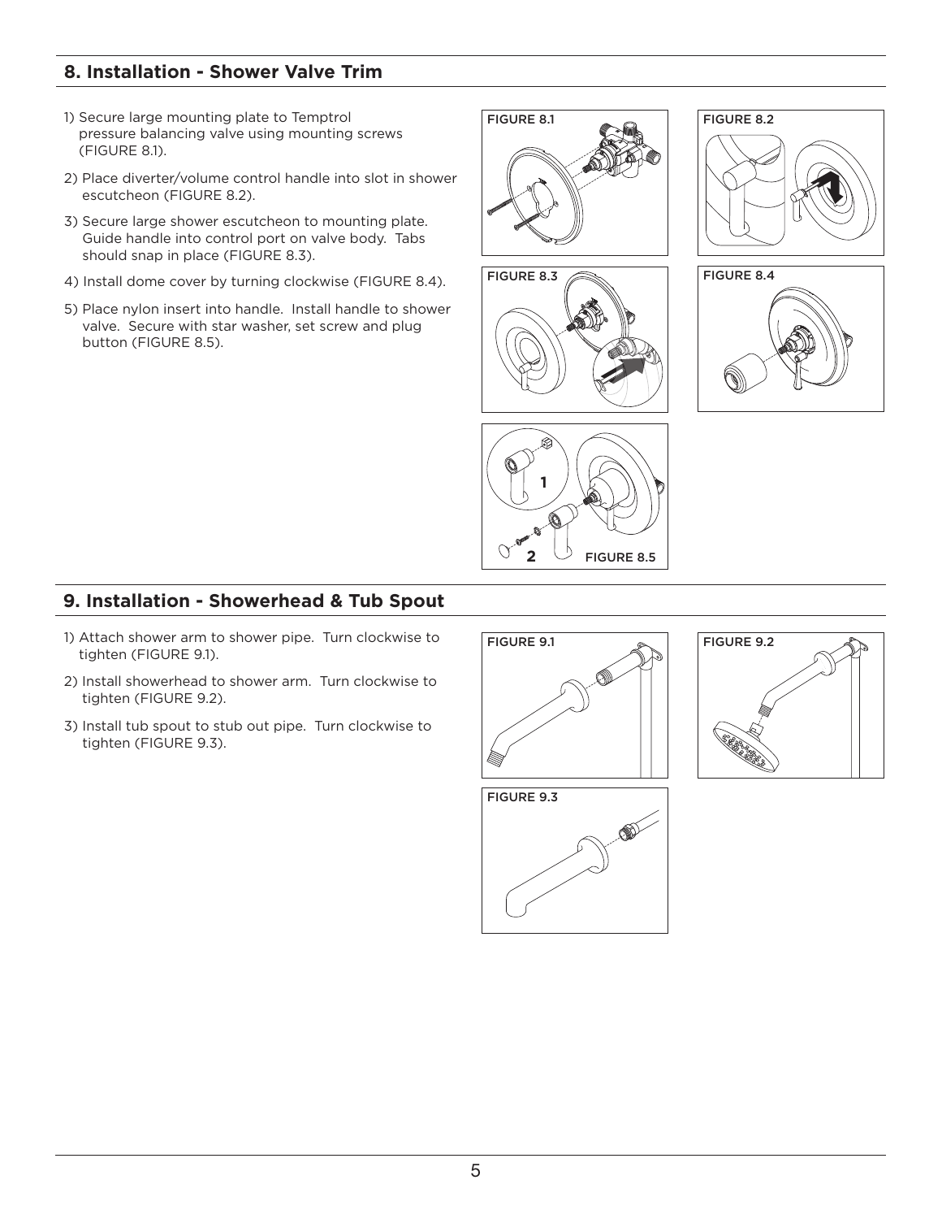## 8. Installation - Shower Valve Trim

1) Secure large mounting plate to Temptrol pressure balancing valve using mounting screws (FIGURE 8.1).
2) Place diverter/volume control handle into slot in shower escutcheon (FIGURE 8.2).
3) Secure large shower escutcheon to mounting plate. Guide handle into control port on valve body. Tabs should snap in place (FIGURE 8.3).
4) Install dome cover by turning clockwise (FIGURE 8.4).
5) Place nylon insert into handle. Install handle to shower valve. Secure with star washer, set screw and plug button (FIGURE 8.5).

FIGURE 8.1

FIGURE 8.2

FIGURE 8.3

FIGURE 8.4

FIGURE 8.5

## 9. Installation - Showerhead & Tub Spout

1) Attach shower arm to shower pipe. Turn clockwise to tighten (FIGURE 9.1).
2) Install showerhead to shower arm. Turn clockwise to tighten (FIGURE 9.2).
3) Install tub spout to stub out pipe. Turn clockwise to tighten (FIGURE 9.3).

FIGURE 9.1

FIGURE 9.2

FIGURE 9.3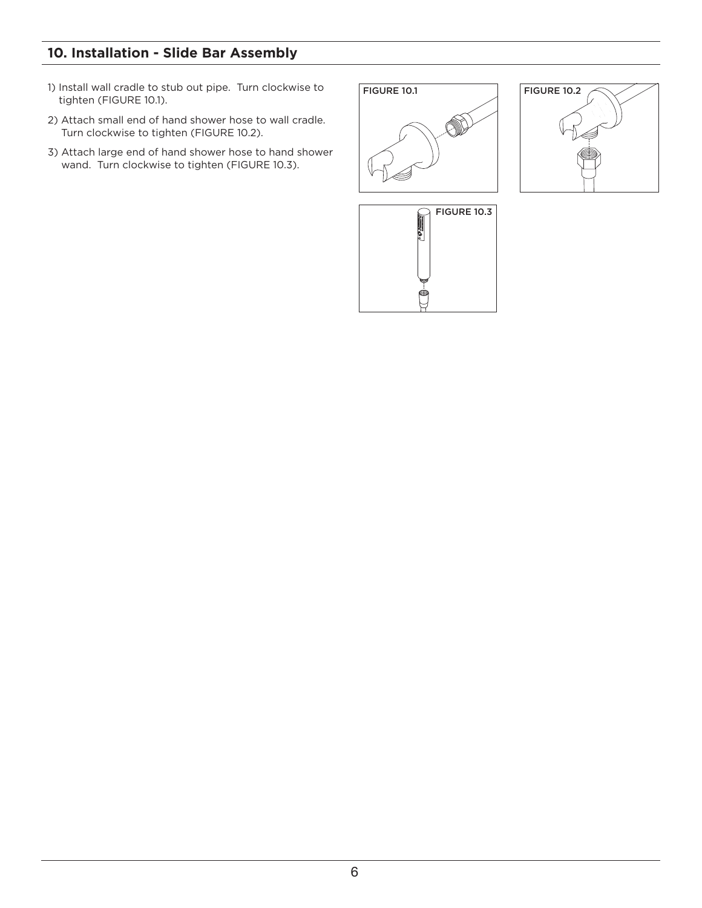## 10. Installation - Slide Bar Assembly

1) Install wall cradle to stub out pipe. Turn clockwise to tighten (FIGURE 10.1).
2) Attach small end of hand shower hose to wall cradle. Turn clockwise to tighten (FIGURE 10.2).
3) Attach large end of hand shower hose to hand shower wand. Turn clockwise to tighten (FIGURE 10.3).

FIGURE 10.1

FIGURE 10.2

FIGURE 10.3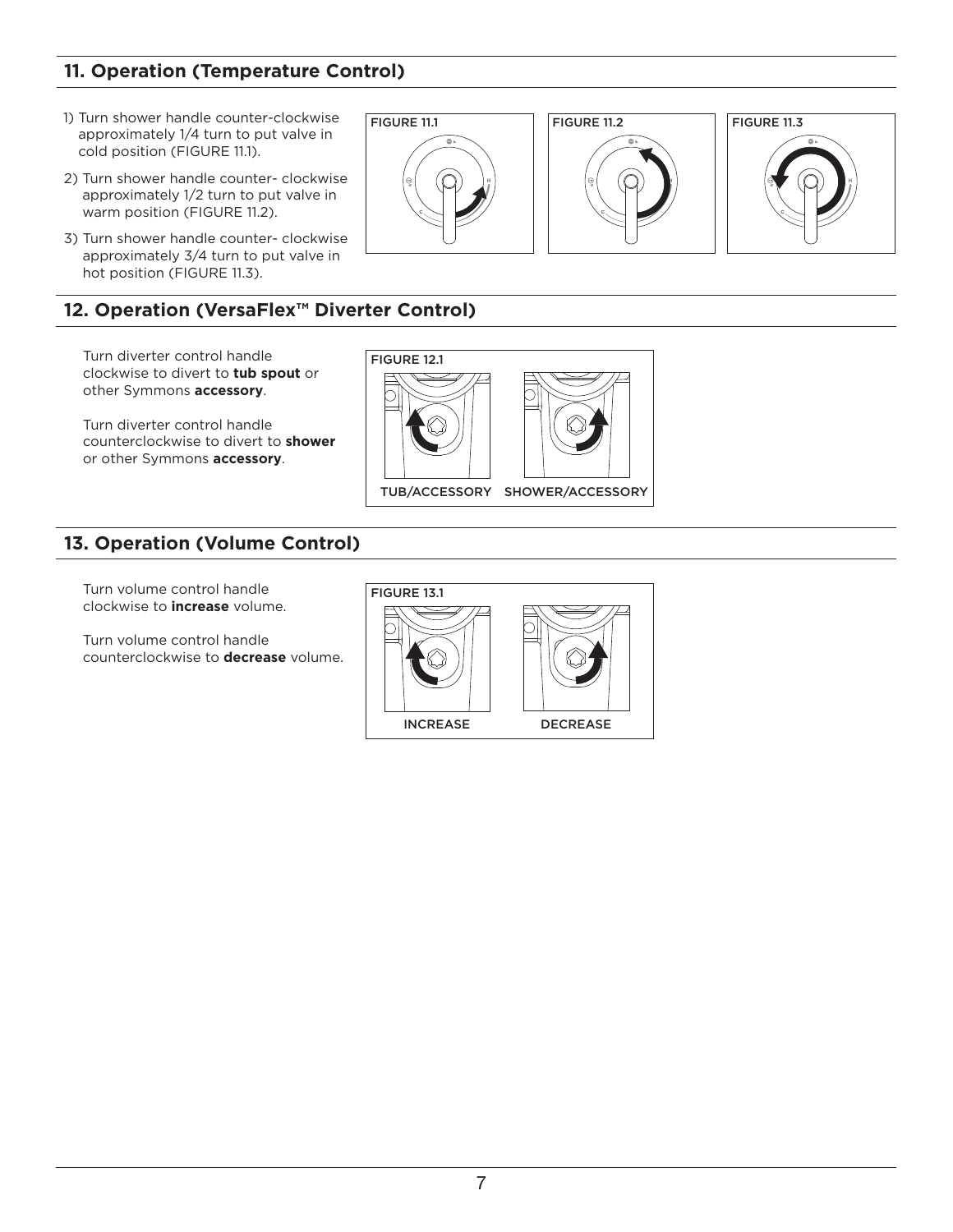## 11. Operation (Temperature Control)

1) Turn shower handle counter-clockwise approximately 1/4 turn to put valve in cold position (FIGURE 11.1).
2) Turn shower handle counter- clockwise approximately 1/2 turn to put valve in warm position (FIGURE 11.2).
3) Turn shower handle counter- clockwise approximately 3/4 turn to put valve in hot position (FIGURE 11.3).

FIGURE 11.1

FIGURE 11.2

FIGURE 11.3

## 12. Operation (VersaFlex™ Diverter Control)

Turn diverter control handle clockwise to divert to **tub spout** or other Symmons **accessory**.

Turn diverter control handle counterclockwise to divert to **shower** or other Symmons **accessory**.

FIGURE 12.1

TUB/ACCESSORY SHOWER/ACCESSORY

## 13. Operation (Volume Control)

Turn volume control handle clockwise to **increase** volume.

Turn volume control handle counterclockwise to **decrease** volume.

FIGURE 13.1

INCREASE DECREASE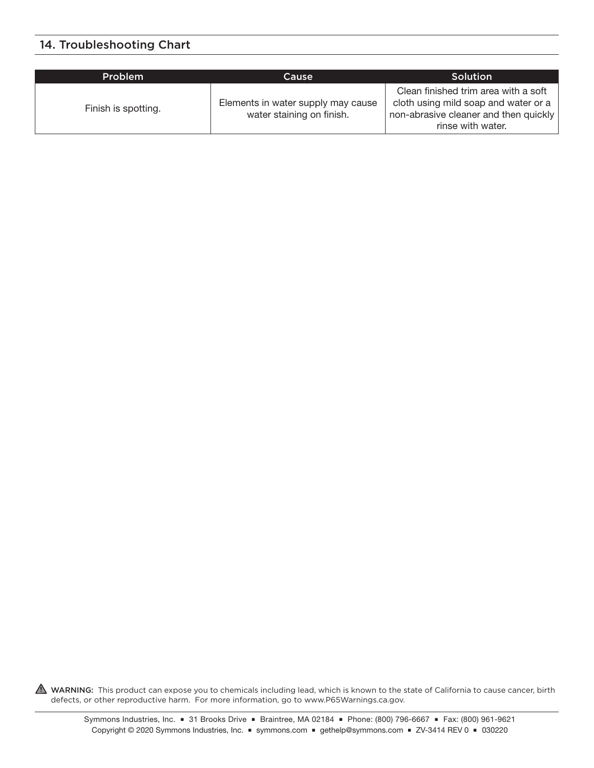## 14. Troubleshooting Chart

| Problem | Cause | Solution |
| --- | --- | --- |
| Finish is spotting. | Elements in water supply may cause water staining on finish. | Clean finished trim area with a soft cloth using mild soap and water or a non-abrasive cleaner and then quickly rinse with water. |

⚠ **WARNING:** This product can expose you to chemicals including lead, which is known to the state of California to cause cancer, birth defects, or other reproductive harm. For more information, go to www.P65Warnings.ca.gov.

Symmons Industries, Inc. ▪ 31 Brooks Drive ▪ Braintree, MA 02184 ▪ Phone: (800) 796-6667 ▪ Fax: (800) 961-9621
Copyright © 2020 Symmons Industries, Inc. ▪ symmons.com ▪ gethelp@symmons.com ▪ ZV-3414 REV 0 ▪ 030220